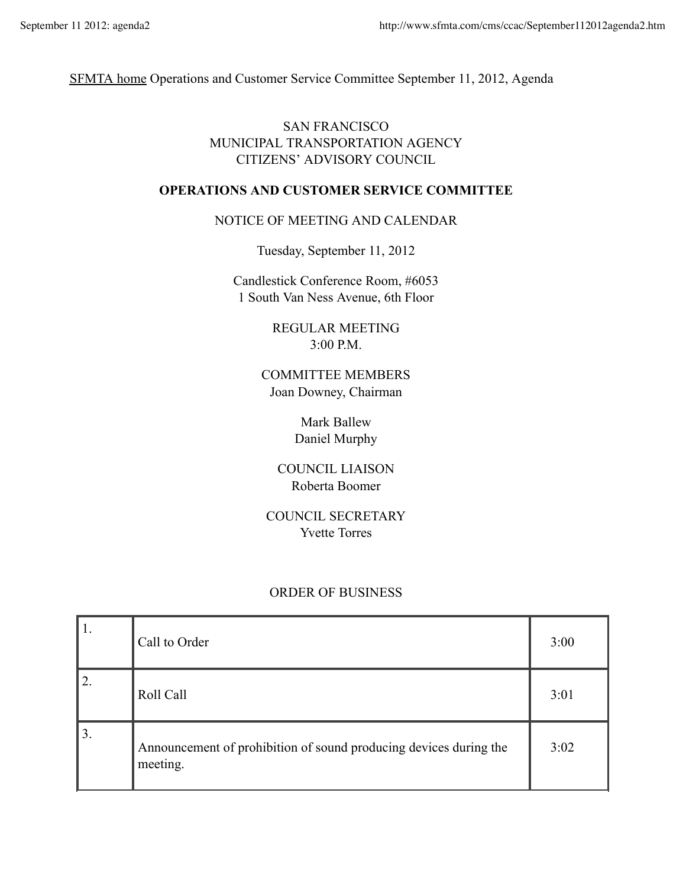SFMTA home Operations and Customer Service Committee September 11, 2012, Agenda

SAN FRANCISCO
MUNICIPAL TRANSPORTATION AGENCY
CITIZENS' ADVISORY COUNCIL

**OPERATIONS AND CUSTOMER SERVICE COMMITTEE**

NOTICE OF MEETING AND CALENDAR

Tuesday, September 11, 2012

Candlestick Conference Room, #6053
1 South Van Ness Avenue, 6th Floor

REGULAR MEETING
3:00 P.M.

COMMITTEE MEMBERS
Joan Downey, Chairman

Mark Ballew
Daniel Murphy

COUNCIL LIAISON
Roberta Boomer

COUNCIL SECRETARY
Yvette Torres

ORDER OF BUSINESS

| | | |
|---|---|---|
| 1. | Call to Order | 3:00 |
| 2. | Roll Call | 3:01 |
| 3. | Announcement of prohibition of sound producing devices during the meeting. | 3:02 |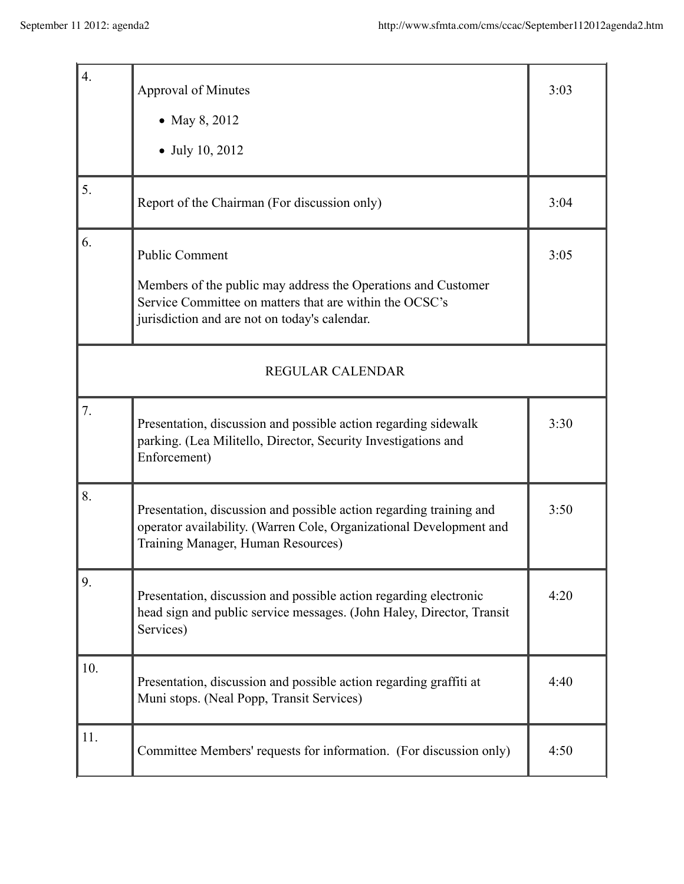| | | |
|---|---|---|
| 4. | Approval of Minutes<br><br>• May 8, 2012<br>• July 10, 2012 | 3:03 |
| 5. | Report of the Chairman (For discussion only) | 3:04 |
| 6. | Public Comment<br><br>Members of the public may address the Operations and Customer Service Committee on matters that are within the OCSC's jurisdiction and are not on today's calendar. | 3:05 |
| REGULAR CALENDAR | | |
| 7. | Presentation, discussion and possible action regarding sidewalk parking. (Lea Militello, Director, Security Investigations and Enforcement) | 3:30 |
| 8. | Presentation, discussion and possible action regarding training and operator availability. (Warren Cole, Organizational Development and Training Manager, Human Resources) | 3:50 |
| 9. | Presentation, discussion and possible action regarding electronic head sign and public service messages. (John Haley, Director, Transit Services) | 4:20 |
| 10. | Presentation, discussion and possible action regarding graffiti at Muni stops. (Neal Popp, Transit Services) | 4:40 |
| 11. | Committee Members' requests for information. (For discussion only) | 4:50 |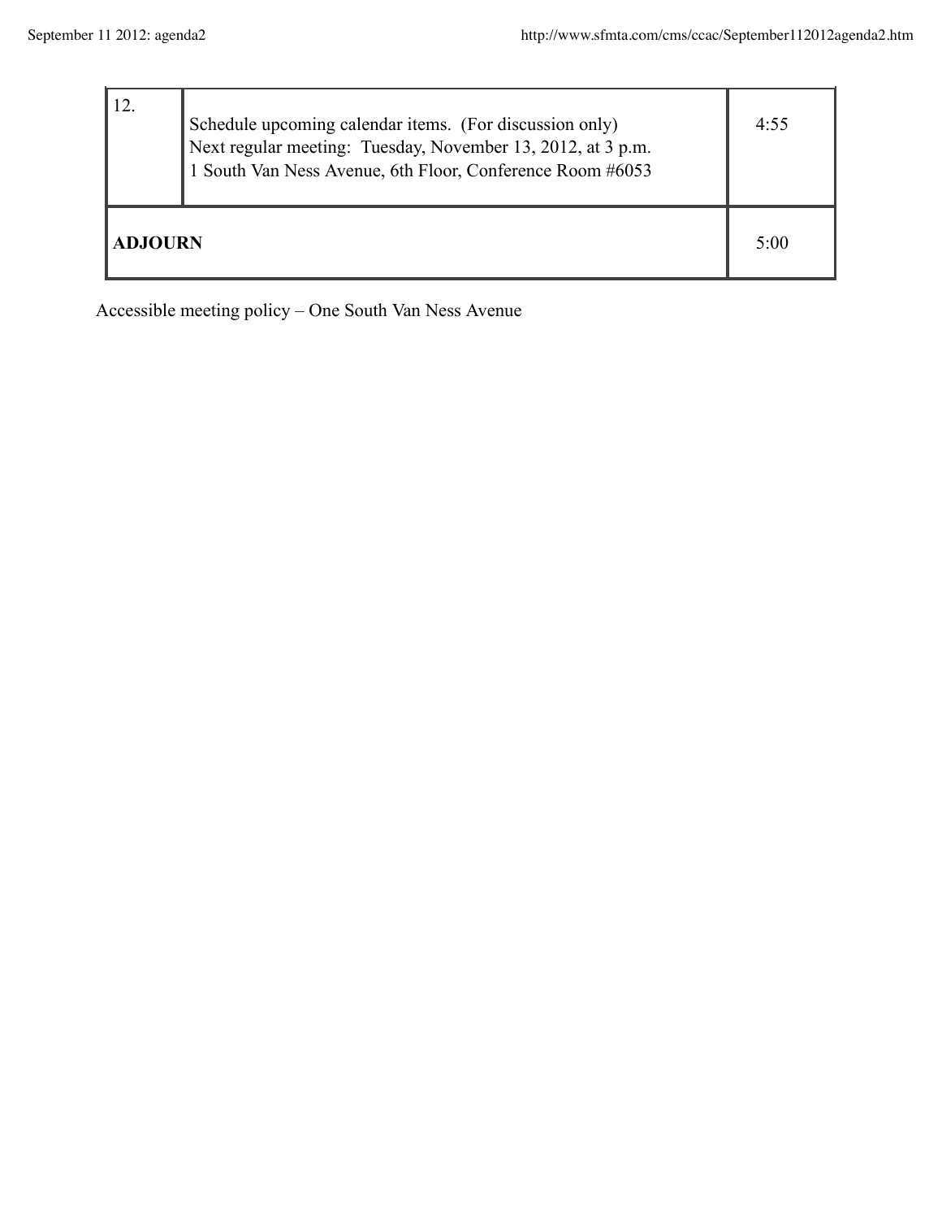| | | |
|---|---|---|
| 12. | Schedule upcoming calendar items. (For discussion only)<br>Next regular meeting: Tuesday, November 13, 2012, at 3 p.m.<br>1 South Van Ness Avenue, 6th Floor, Conference Room #6053 | 4:55 |
| **ADJOURN** | | 5:00 |

Accessible meeting policy – One South Van Ness Avenue